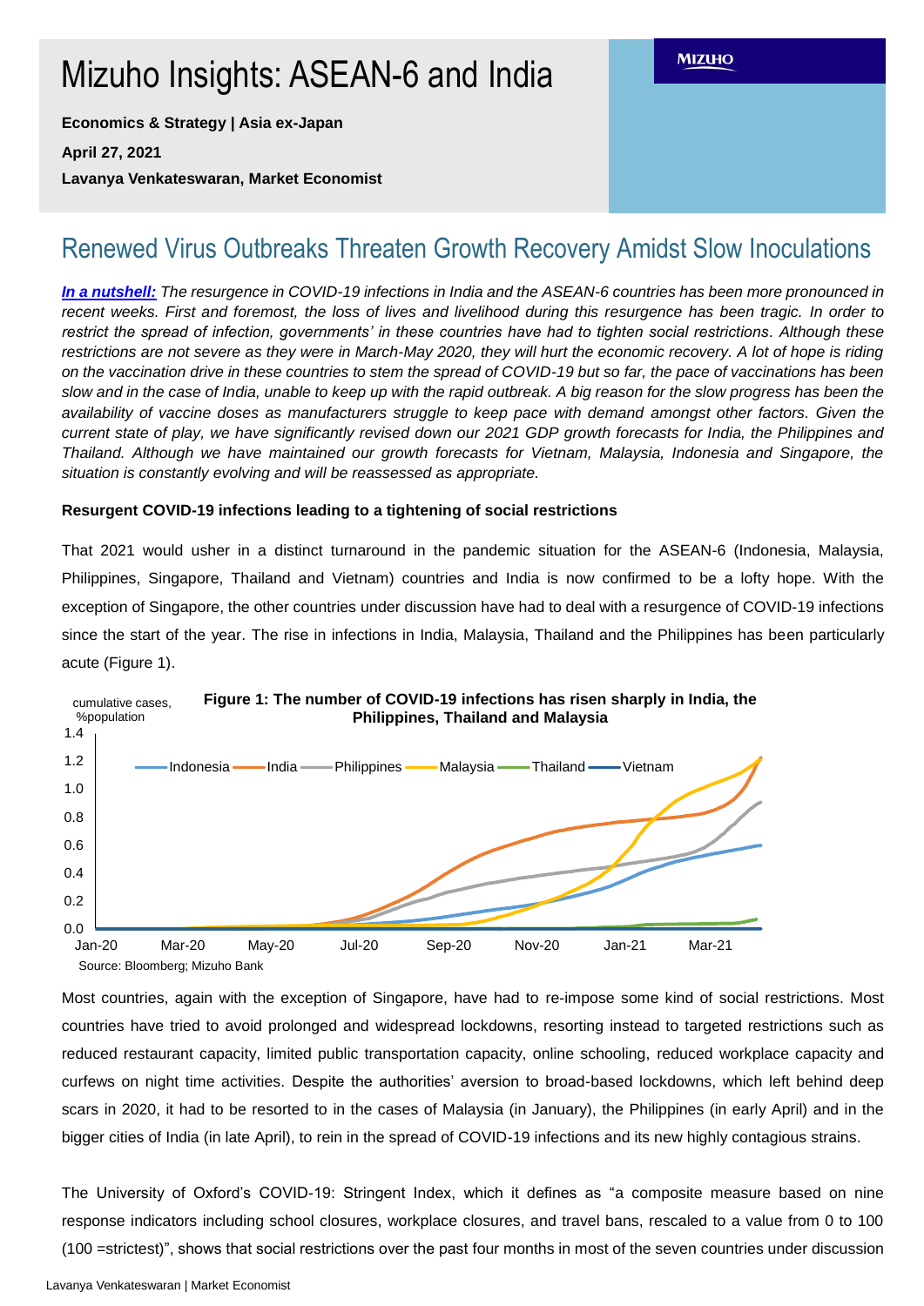# Mizuho Insights: ASEAN-6 and India

**Economics & Strategy | Asia ex-Japan**

**April 27, 2021**

**Lavanya Venkateswaran, Market Economist**

MIZUHO

## Renewed Virus Outbreaks Threaten Growth Recovery Amidst Slow Inoculations

***In a nutshell:*** *The resurgence in COVID-19 infections in India and the ASEAN-6 countries has been more pronounced in recent weeks. First and foremost, the loss of lives and livelihood during this resurgence has been tragic. In order to restrict the spread of infection, governments' in these countries have had to tighten social restrictions. Although these restrictions are not severe as they were in March-May 2020, they will hurt the economic recovery. A lot of hope is riding on the vaccination drive in these countries to stem the spread of COVID-19 but so far, the pace of vaccinations has been slow and in the case of India, unable to keep up with the rapid outbreak. A big reason for the slow progress has been the availability of vaccine doses as manufacturers struggle to keep pace with demand amongst other factors. Given the current state of play, we have significantly revised down our 2021 GDP growth forecasts for India, the Philippines and Thailand. Although we have maintained our growth forecasts for Vietnam, Malaysia, Indonesia and Singapore, the situation is constantly evolving and will be reassessed as appropriate.*

**Resurgent COVID-19 infections leading to a tightening of social restrictions**

That 2021 would usher in a distinct turnaround in the pandemic situation for the ASEAN-6 (Indonesia, Malaysia, Philippines, Singapore, Thailand and Vietnam) countries and India is now confirmed to be a lofty hope. With the exception of Singapore, the other countries under discussion have had to deal with a resurgence of COVID-19 infections since the start of the year. The rise in infections in India, Malaysia, Thailand and the Philippines has been particularly acute (Figure 1).

**Figure 1: The number of COVID-19 infections has risen sharply in India, the Philippines, Thailand and Malaysia**

cumulative cases, %population

Legend: Indonesia, India, Philippines, Malaysia, Thailand, Vietnam

Source: Bloomberg; Mizuho Bank

Most countries, again with the exception of Singapore, have had to re-impose some kind of social restrictions. Most countries have tried to avoid prolonged and widespread lockdowns, resorting instead to targeted restrictions such as reduced restaurant capacity, limited public transportation capacity, online schooling, reduced workplace capacity and curfews on night time activities. Despite the authorities' aversion to broad-based lockdowns, which left behind deep scars in 2020, it had to be resorted to in the cases of Malaysia (in January), the Philippines (in early April) and in the bigger cities of India (in late April), to rein in the spread of COVID-19 infections and its new highly contagious strains.

The University of Oxford's COVID-19: Stringent Index, which it defines as "a composite measure based on nine response indicators including school closures, workplace closures, and travel bans, rescaled to a value from 0 to 100 (100 =strictest)", shows that social restrictions over the past four months in most of the seven countries under discussion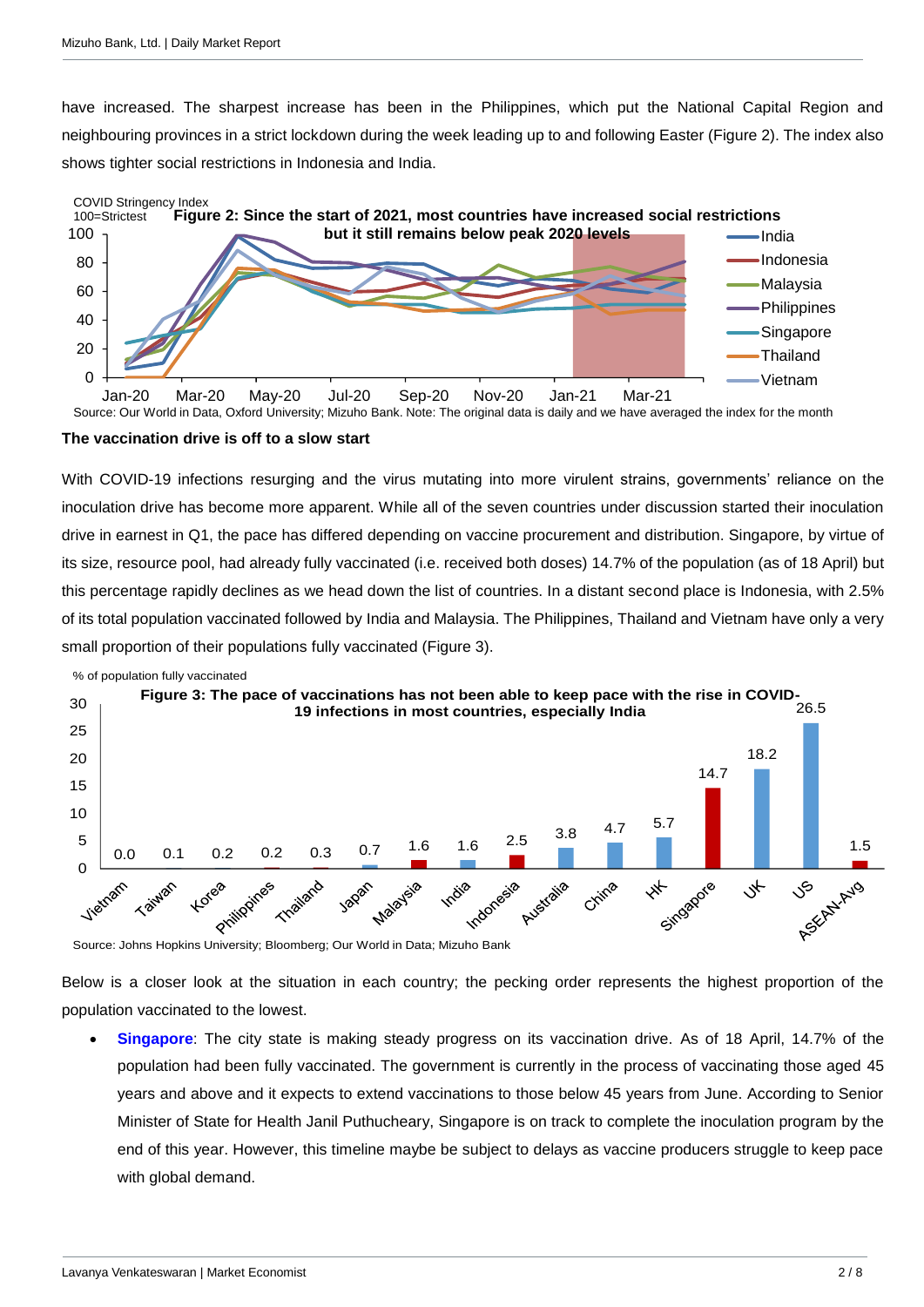have increased. The sharpest increase has been in the Philippines, which put the National Capital Region and neighbouring provinces in a strict lockdown during the week leading up to and following Easter (Figure 2). The index also shows tighter social restrictions in Indonesia and India.

**Figure 2: Since the start of 2021, most countries have increased social restrictions but it still remains below peak 2020 levels**

Source: Our World in Data, Oxford University; Mizuho Bank. Note: The original data is daily and we have averaged the index for the month

**The vaccination drive is off to a slow start**

With COVID-19 infections resurging and the virus mutating into more virulent strains, governments' reliance on the inoculation drive has become more apparent. While all of the seven countries under discussion started their inoculation drive in earnest in Q1, the pace has differed depending on vaccine procurement and distribution. Singapore, by virtue of its size, resource pool, had already fully vaccinated (i.e. received both doses) 14.7% of the population (as of 18 April) but this percentage rapidly declines as we head down the list of countries. In a distant second place is Indonesia, with 2.5% of its total population vaccinated followed by India and Malaysia. The Philippines, Thailand and Vietnam have only a very small proportion of their populations fully vaccinated (Figure 3).

**Figure 3: The pace of vaccinations has not been able to keep pace with the rise in COVID-19 infections in most countries, especially India**

% of population fully vaccinated

| Country | % |
|---|---|
| Vietnam | 0.0 |
| Taiwan | 0.1 |
| Korea | 0.2 |
| Philippines | 0.2 |
| Thailand | 0.3 |
| Japan | 0.7 |
| Malaysia | 1.6 |
| India | 1.6 |
| Indonesia | 2.5 |
| Australia | 3.8 |
| China | 4.7 |
| HK | 5.7 |
| Singapore | 14.7 |
| UK | 18.2 |
| US | 26.5 |
| ASEAN-Avg | 1.5 |

Source: Johns Hopkins University; Bloomberg; Our World in Data; Mizuho Bank

Below is a closer look at the situation in each country; the pecking order represents the highest proportion of the population vaccinated to the lowest.

- **Singapore**: The city state is making steady progress on its vaccination drive. As of 18 April, 14.7% of the population had been fully vaccinated. The government is currently in the process of vaccinating those aged 45 years and above and it expects to extend vaccinations to those below 45 years from June. According to Senior Minister of State for Health Janil Puthucheary, Singapore is on track to complete the inoculation program by the end of this year. However, this timeline maybe be subject to delays as vaccine producers struggle to keep pace with global demand.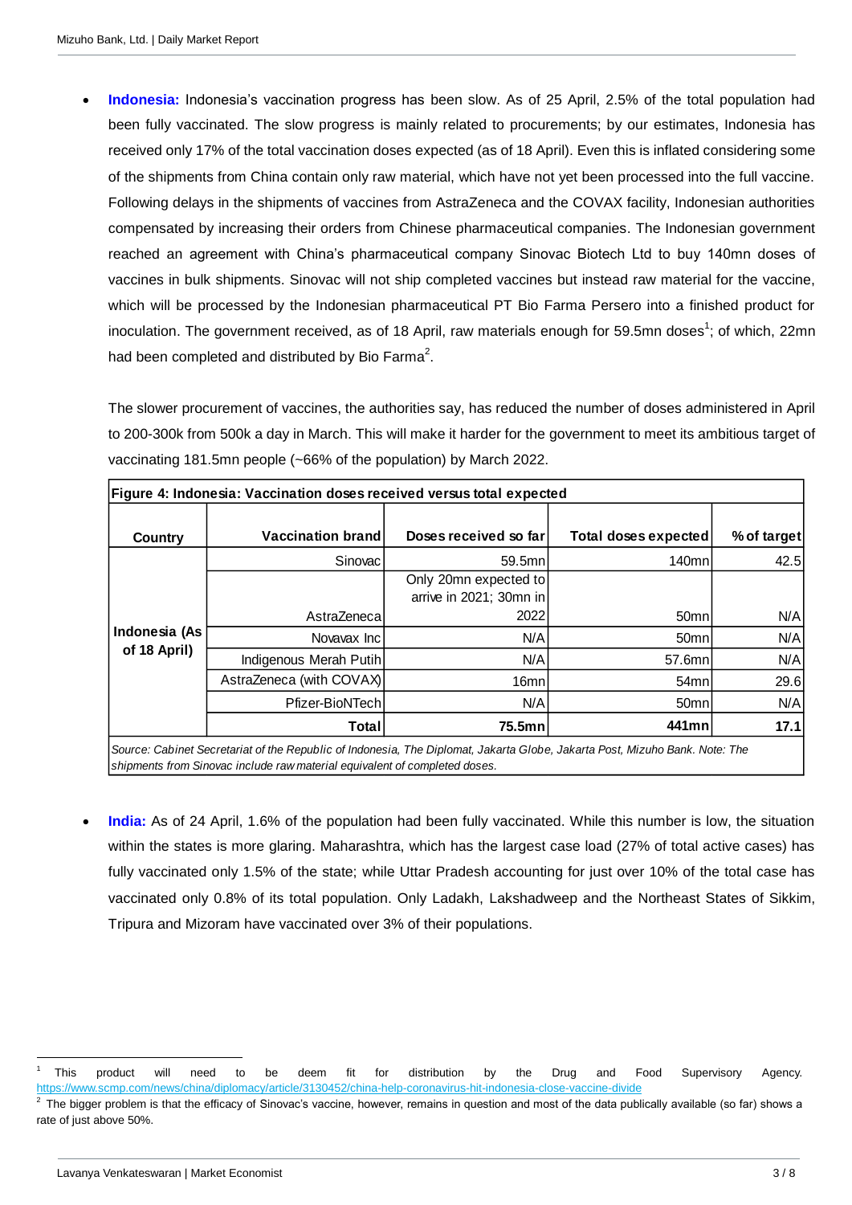- **Indonesia:** Indonesia's vaccination progress has been slow. As of 25 April, 2.5% of the total population had been fully vaccinated. The slow progress is mainly related to procurements; by our estimates, Indonesia has received only 17% of the total vaccination doses expected (as of 18 April). Even this is inflated considering some of the shipments from China contain only raw material, which have not yet been processed into the full vaccine. Following delays in the shipments of vaccines from AstraZeneca and the COVAX facility, Indonesian authorities compensated by increasing their orders from Chinese pharmaceutical companies. The Indonesian government reached an agreement with China's pharmaceutical company Sinovac Biotech Ltd to buy 140mn doses of vaccines in bulk shipments. Sinovac will not ship completed vaccines but instead raw material for the vaccine, which will be processed by the Indonesian pharmaceutical PT Bio Farma Persero into a finished product for inoculation. The government received, as of 18 April, raw materials enough for 59.5mn doses[1]; of which, 22mn had been completed and distributed by Bio Farma[2].

  The slower procurement of vaccines, the authorities say, has reduced the number of doses administered in April to 200-300k from 500k a day in March. This will make it harder for the government to meet its ambitious target of vaccinating 181.5mn people (~66% of the population) by March 2022.

**Figure 4: Indonesia: Vaccination doses received versus total expected**

| Country | Vaccination brand | Doses received so far | Total doses expected | % of target |
|---|---|---|---|---|
| Indonesia (As of 18 April) | Sinovac | 59.5mn | 140mn | 42.5 |
| | AstraZeneca | Only 20mn expected to arrive in 2021; 30mn in 2022 | 50mn | N/A |
| | Novavax Inc | N/A | 50mn | N/A |
| | Indigenous Merah Putih | N/A | 57.6mn | N/A |
| | AstraZeneca (with COVAX) | 16mn | 54mn | 29.6 |
| | Pfizer-BioNTech | N/A | 50mn | N/A |
| | **Total** | **75.5mn** | **441mn** | **17.1** |

*Source: Cabinet Secretariat of the Republic of Indonesia, The Diplomat, Jakarta Globe, Jakarta Post, Mizuho Bank. Note: The shipments from Sinovac include raw material equivalent of completed doses.*

- **India:** As of 24 April, 1.6% of the population had been fully vaccinated. While this number is low, the situation within the states is more glaring. Maharashtra, which has the largest case load (27% of total active cases) has fully vaccinated only 1.5% of the state; while Uttar Pradesh accounting for just over 10% of the total case has vaccinated only 0.8% of its total population. Only Ladakh, Lakshadweep and the Northeast States of Sikkim, Tripura and Mizoram have vaccinated over 3% of their populations.

---

[1] This product will need to be deem fit for distribution by the Drug and Food Supervisory Agency. https://www.scmp.com/news/china/diplomacy/article/3130452/china-help-coronavirus-hit-indonesia-close-vaccine-divide

[2] The bigger problem is that the efficacy of Sinovac's vaccine, however, remains in question and most of the data publically available (so far) shows a rate of just above 50%.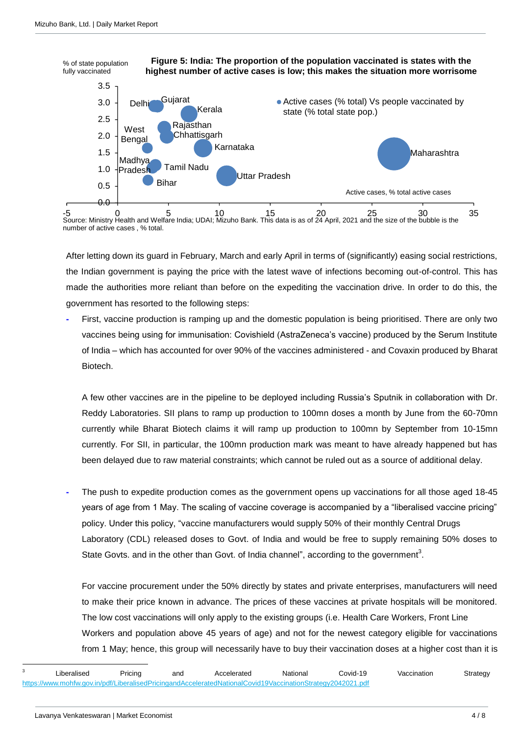**Figure 5: India: The proportion of the population vaccinated is states with the highest number of active cases is low; this makes the situation more worrisome**

Source: Ministry Health and Welfare India; UDAI; Mizuho Bank. This data is as of 24 April, 2021 and the size of the bubble is the number of active cases , % total.

After letting down its guard in February, March and early April in terms of (significantly) easing social restrictions, the Indian government is paying the price with the latest wave of infections becoming out-of-control. This has made the authorities more reliant than before on the expediting the vaccination drive. In order to do this, the government has resorted to the following steps:

- First, vaccine production is ramping up and the domestic population is being prioritised. There are only two vaccines being using for immunisation: Covishield (AstraZeneca's vaccine) produced by the Serum Institute of India – which has accounted for over 90% of the vaccines administered - and Covaxin produced by Bharat Biotech.

  A few other vaccines are in the pipeline to be deployed including Russia's Sputnik in collaboration with Dr. Reddy Laboratories. SII plans to ramp up production to 100mn doses a month by June from the 60-70mn currently while Bharat Biotech claims it will ramp up production to 100mn by September from 10-15mn currently. For SII, in particular, the 100mn production mark was meant to have already happened but has been delayed due to raw material constraints; which cannot be ruled out as a source of additional delay.

- The push to expedite production comes as the government opens up vaccinations for all those aged 18-45 years of age from 1 May. The scaling of vaccine coverage is accompanied by a "liberalised vaccine pricing" policy. Under this policy, "vaccine manufacturers would supply 50% of their monthly Central Drugs Laboratory (CDL) released doses to Govt. of India and would be free to supply remaining 50% doses to State Govts. and in the other than Govt. of India channel", according to the government[3].

  For vaccine procurement under the 50% directly by states and private enterprises, manufacturers will need to make their price known in advance. The prices of these vaccines at private hospitals will be monitored. The low cost vaccinations will only apply to the existing groups (i.e. Health Care Workers, Front Line Workers and population above 45 years of age) and not for the newest category eligible for vaccinations from 1 May; hence, this group will necessarily have to buy their vaccination doses at a higher cost than it is

[3] Liberalised Pricing and Accelerated National Covid-19 Vaccination Strategy https://www.mohfw.gov.in/pdf/LiberalisedPricingandAcceleratedNationalCovid19VaccinationStrategy2042021.pdf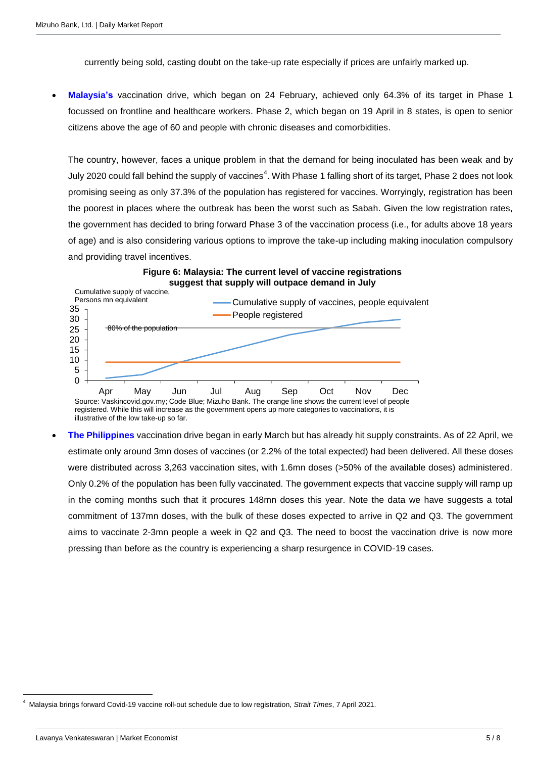currently being sold, casting doubt on the take-up rate especially if prices are unfairly marked up.

- **Malaysia's** vaccination drive, which began on 24 February, achieved only 64.3% of its target in Phase 1 focussed on frontline and healthcare workers. Phase 2, which began on 19 April in 8 states, is open to senior citizens above the age of 60 and people with chronic diseases and comorbidities.

  The country, however, faces a unique problem in that the demand for being inoculated has been weak and by July 2020 could fall behind the supply of vaccines[4]. With Phase 1 falling short of its target, Phase 2 does not look promising seeing as only 37.3% of the population has registered for vaccines. Worryingly, registration has been the poorest in places where the outbreak has been the worst such as Sabah. Given the low registration rates, the government has decided to bring forward Phase 3 of the vaccination process (i.e., for adults above 18 years of age) and is also considering various options to improve the take-up including making inoculation compulsory and providing travel incentives.

**Figure 6: Malaysia: The current level of vaccine registrations suggest that supply will outpace demand in July**

Cumulative supply of vaccine, Persons mn equivalent

Legend: Cumulative supply of vaccines, people equivalent; People registered; 80% of the population

Y-axis: 0, 5, 10, 15, 20, 25, 30, 35

X-axis: Apr, May, Jun, Jul, Aug, Sep, Oct, Nov, Dec

Source: Vaskincovid.gov.my; Code Blue; Mizuho Bank. The orange line shows the current level of people registered. While this will increase as the government opens up more categories to vaccinations, it is illustrative of the low take-up so far.

- **The Philippines** vaccination drive began in early March but has already hit supply constraints. As of 22 April, we estimate only around 3mn doses of vaccines (or 2.2% of the total expected) had been delivered. All these doses were distributed across 3,263 vaccination sites, with 1.6mn doses (>50% of the available doses) administered. Only 0.2% of the population has been fully vaccinated. The government expects that vaccine supply will ramp up in the coming months such that it procures 148mn doses this year. Note the data we have suggests a total commitment of 137mn doses, with the bulk of these doses expected to arrive in Q2 and Q3. The government aims to vaccinate 2-3mn people a week in Q2 and Q3. The need to boost the vaccination drive is now more pressing than before as the country is experiencing a sharp resurgence in COVID-19 cases.

[4] Malaysia brings forward Covid-19 vaccine roll-out schedule due to low registration, *Strait Times*, 7 April 2021.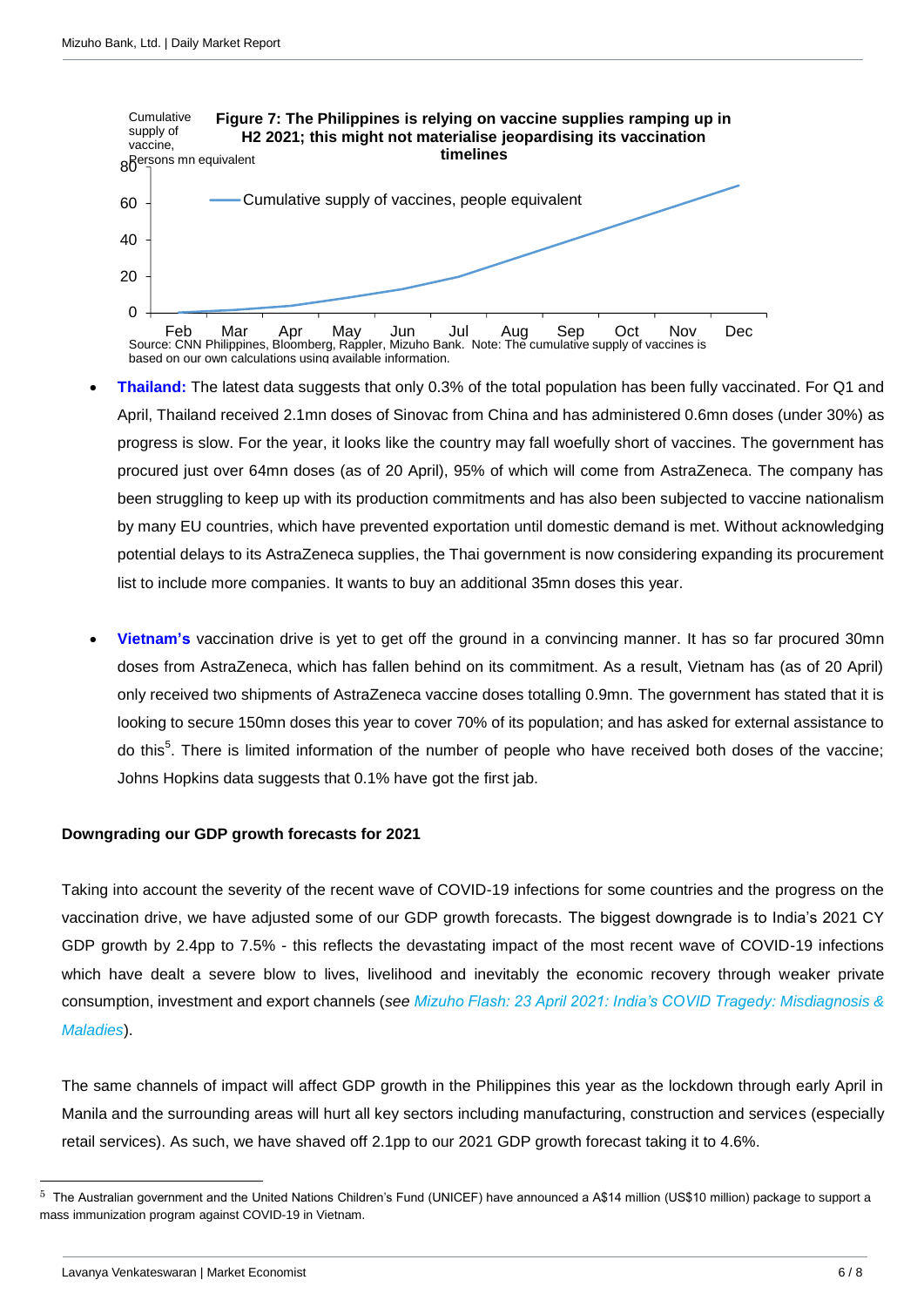**Figure 7: The Philippines is relying on vaccine supplies ramping up in H2 2021; this might not materialise jeopardising its vaccination timelines**

Source: CNN Philippines, Bloomberg, Rappler, Mizuho Bank. Note: The cumulative supply of vaccines is based on our own calculations using available information.

- **Thailand:** The latest data suggests that only 0.3% of the total population has been fully vaccinated. For Q1 and April, Thailand received 2.1mn doses of Sinovac from China and has administered 0.6mn doses (under 30%) as progress is slow. For the year, it looks like the country may fall woefully short of vaccines. The government has procured just over 64mn doses (as of 20 April), 95% of which will come from AstraZeneca. The company has been struggling to keep up with its production commitments and has also been subjected to vaccine nationalism by many EU countries, which have prevented exportation until domestic demand is met. Without acknowledging potential delays to its AstraZeneca supplies, the Thai government is now considering expanding its procurement list to include more companies. It wants to buy an additional 35mn doses this year.

- **Vietnam's** vaccination drive is yet to get off the ground in a convincing manner. It has so far procured 30mn doses from AstraZeneca, which has fallen behind on its commitment. As a result, Vietnam has (as of 20 April) only received two shipments of AstraZeneca vaccine doses totalling 0.9mn. The government has stated that it is looking to secure 150mn doses this year to cover 70% of its population; and has asked for external assistance to do this[5]. There is limited information of the number of people who have received both doses of the vaccine; Johns Hopkins data suggests that 0.1% have got the first jab.

**Downgrading our GDP growth forecasts for 2021**

Taking into account the severity of the recent wave of COVID-19 infections for some countries and the progress on the vaccination drive, we have adjusted some of our GDP growth forecasts. The biggest downgrade is to India's 2021 CY GDP growth by 2.4pp to 7.5% - this reflects the devastating impact of the most recent wave of COVID-19 infections which have dealt a severe blow to lives, livelihood and inevitably the economic recovery through weaker private consumption, investment and export channels (*see Mizuho Flash: 23 April 2021: India's COVID Tragedy: Misdiagnosis & Maladies*).

The same channels of impact will affect GDP growth in the Philippines this year as the lockdown through early April in Manila and the surrounding areas will hurt all key sectors including manufacturing, construction and services (especially retail services). As such, we have shaved off 2.1pp to our 2021 GDP growth forecast taking it to 4.6%.

[5] The Australian government and the United Nations Children's Fund (UNICEF) have announced a A$14 million (US$10 million) package to support a mass immunization program against COVID-19 in Vietnam.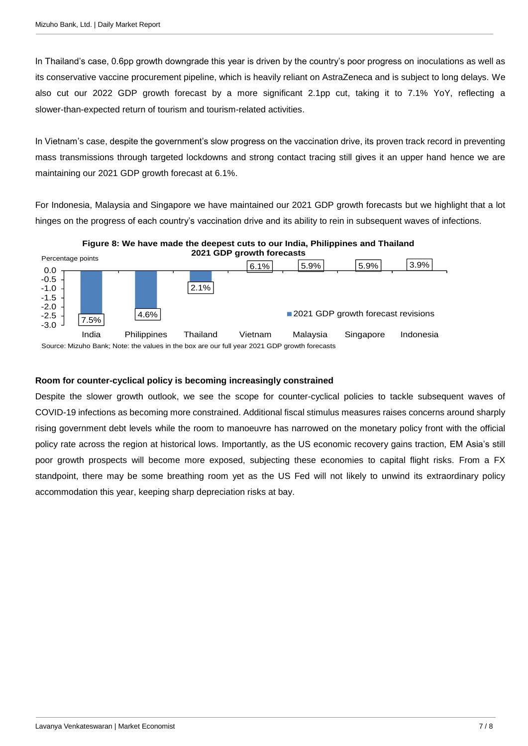In Thailand's case, 0.6pp growth downgrade this year is driven by the country's poor progress on inoculations as well as its conservative vaccine procurement pipeline, which is heavily reliant on AstraZeneca and is subject to long delays. We also cut our 2022 GDP growth forecast by a more significant 2.1pp cut, taking it to 7.1% YoY, reflecting a slower-than-expected return of tourism and tourism-related activities.

In Vietnam's case, despite the government's slow progress on the vaccination drive, its proven track record in preventing mass transmissions through targeted lockdowns and strong contact tracing still gives it an upper hand hence we are maintaining our 2021 GDP growth forecast at 6.1%.

For Indonesia, Malaysia and Singapore we have maintained our 2021 GDP growth forecasts but we highlight that a lot hinges on the progress of each country's vaccination drive and its ability to rein in subsequent waves of infections.

**Figure 8: We have made the deepest cuts to our India, Philippines and Thailand 2021 GDP growth forecasts**

Percentage points

| Country | 2021 GDP growth forecast |
| --- | --- |
| India | 7.5% |
| Philippines | 4.6% |
| Thailand | 2.1% |
| Vietnam | 6.1% |
| Malaysia | 5.9% |
| Singapore | 5.9% |
| Indonesia | 3.9% |

■ 2021 GDP growth forecast revisions

Source: Mizuho Bank; Note: the values in the box are our full year 2021 GDP growth forecasts

### Room for counter-cyclical policy is becoming increasingly constrained

Despite the slower growth outlook, we see the scope for counter-cyclical policies to tackle subsequent waves of COVID-19 infections as becoming more constrained. Additional fiscal stimulus measures raises concerns around sharply rising government debt levels while the room to manoeuvre has narrowed on the monetary policy front with the official policy rate across the region at historical lows. Importantly, as the US economic recovery gains traction, EM Asia's still poor growth prospects will become more exposed, subjecting these economies to capital flight risks. From a FX standpoint, there may be some breathing room yet as the US Fed will not likely to unwind its extraordinary policy accommodation this year, keeping sharp depreciation risks at bay.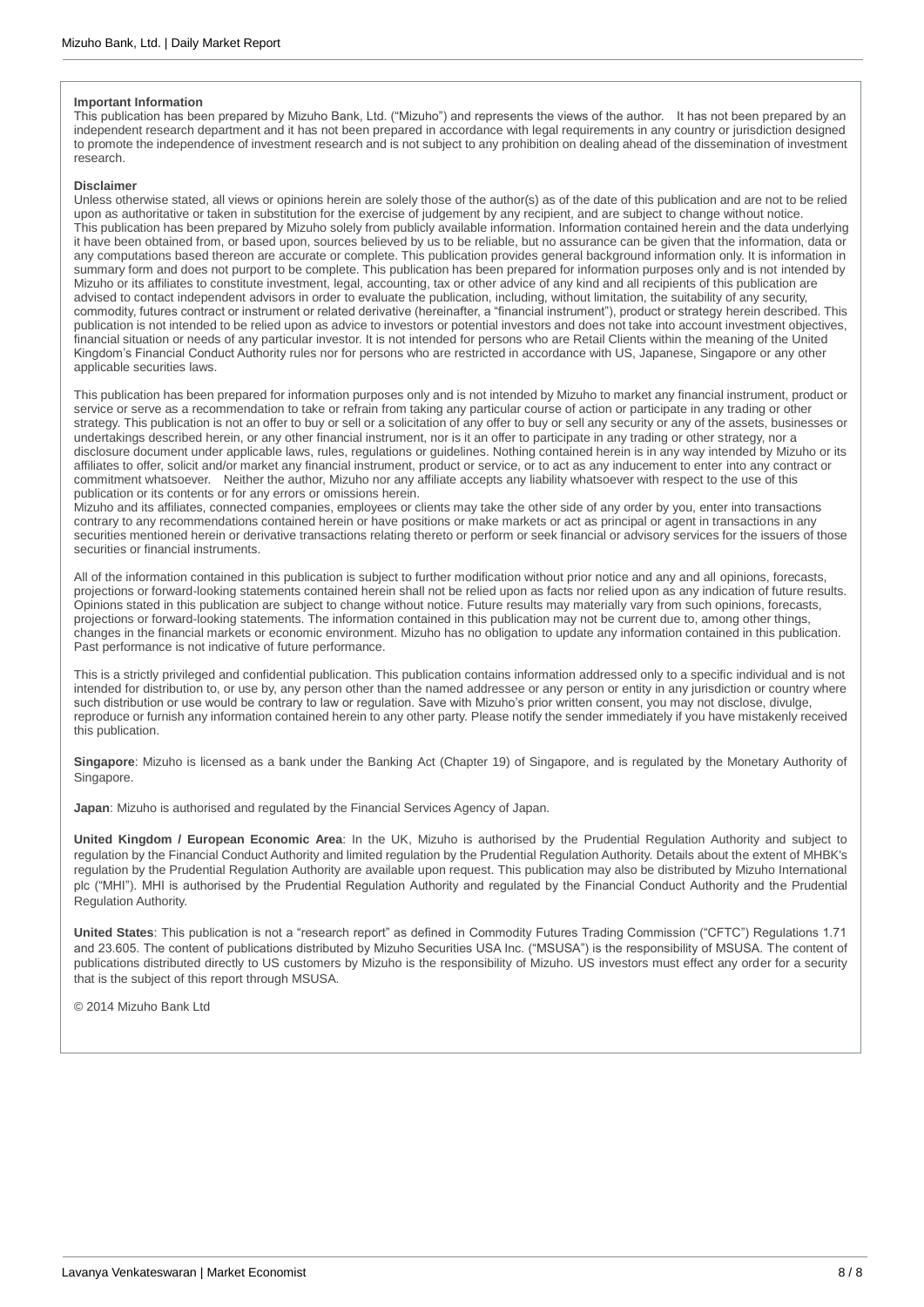**Important Information**

This publication has been prepared by Mizuho Bank, Ltd. ("Mizuho") and represents the views of the author. It has not been prepared by an independent research department and it has not been prepared in accordance with legal requirements in any country or jurisdiction designed to promote the independence of investment research and is not subject to any prohibition on dealing ahead of the dissemination of investment research.

**Disclaimer**

Unless otherwise stated, all views or opinions herein are solely those of the author(s) as of the date of this publication and are not to be relied upon as authoritative or taken in substitution for the exercise of judgement by any recipient, and are subject to change without notice. This publication has been prepared by Mizuho solely from publicly available information. Information contained herein and the data underlying it have been obtained from, or based upon, sources believed by us to be reliable, but no assurance can be given that the information, data or any computations based thereon are accurate or complete. This publication provides general background information only. It is information in summary form and does not purport to be complete. This publication has been prepared for information purposes only and is not intended by Mizuho or its affiliates to constitute investment, legal, accounting, tax or other advice of any kind and all recipients of this publication are advised to contact independent advisors in order to evaluate the publication, including, without limitation, the suitability of any security, commodity, futures contract or instrument or related derivative (hereinafter, a "financial instrument"), product or strategy herein described. This publication is not intended to be relied upon as advice to investors or potential investors and does not take into account investment objectives, financial situation or needs of any particular investor. It is not intended for persons who are Retail Clients within the meaning of the United Kingdom's Financial Conduct Authority rules nor for persons who are restricted in accordance with US, Japanese, Singapore or any other applicable securities laws.

This publication has been prepared for information purposes only and is not intended by Mizuho to market any financial instrument, product or service or serve as a recommendation to take or refrain from taking any particular course of action or participate in any trading or other strategy. This publication is not an offer to buy or sell or a solicitation of any offer to buy or sell any security or any of the assets, businesses or undertakings described herein, or any other financial instrument, nor is it an offer to participate in any trading or other strategy, nor a disclosure document under applicable laws, rules, regulations or guidelines. Nothing contained herein is in any way intended by Mizuho or its affiliates to offer, solicit and/or market any financial instrument, product or service, or to act as any inducement to enter into any contract or commitment whatsoever. Neither the author, Mizuho nor any affiliate accepts any liability whatsoever with respect to the use of this publication or its contents or for any errors or omissions herein.

Mizuho and its affiliates, connected companies, employees or clients may take the other side of any order by you, enter into transactions contrary to any recommendations contained herein or have positions or make markets or act as principal or agent in transactions in any securities mentioned herein or derivative transactions relating thereto or perform or seek financial or advisory services for the issuers of those securities or financial instruments.

All of the information contained in this publication is subject to further modification without prior notice and any and all opinions, forecasts, projections or forward-looking statements contained herein shall not be relied upon as facts nor relied upon as any indication of future results. Opinions stated in this publication are subject to change without notice. Future results may materially vary from such opinions, forecasts, projections or forward-looking statements. The information contained in this publication may not be current due to, among other things, changes in the financial markets or economic environment. Mizuho has no obligation to update any information contained in this publication. Past performance is not indicative of future performance.

This is a strictly privileged and confidential publication. This publication contains information addressed only to a specific individual and is not intended for distribution to, or use by, any person other than the named addressee or any person or entity in any jurisdiction or country where such distribution or use would be contrary to law or regulation. Save with Mizuho's prior written consent, you may not disclose, divulge, reproduce or furnish any information contained herein to any other party. Please notify the sender immediately if you have mistakenly received this publication.

**Singapore**: Mizuho is licensed as a bank under the Banking Act (Chapter 19) of Singapore, and is regulated by the Monetary Authority of Singapore.

**Japan**: Mizuho is authorised and regulated by the Financial Services Agency of Japan.

**United Kingdom / European Economic Area**: In the UK, Mizuho is authorised by the Prudential Regulation Authority and subject to regulation by the Financial Conduct Authority and limited regulation by the Prudential Regulation Authority. Details about the extent of MHBK's regulation by the Prudential Regulation Authority are available upon request. This publication may also be distributed by Mizuho International plc ("MHI"). MHI is authorised by the Prudential Regulation Authority and regulated by the Financial Conduct Authority and the Prudential Regulation Authority.

**United States**: This publication is not a "research report" as defined in Commodity Futures Trading Commission ("CFTC") Regulations 1.71 and 23.605. The content of publications distributed by Mizuho Securities USA Inc. ("MSUSA") is the responsibility of MSUSA. The content of publications distributed directly to US customers by Mizuho is the responsibility of Mizuho. US investors must effect any order for a security that is the subject of this report through MSUSA.

© 2014 Mizuho Bank Ltd